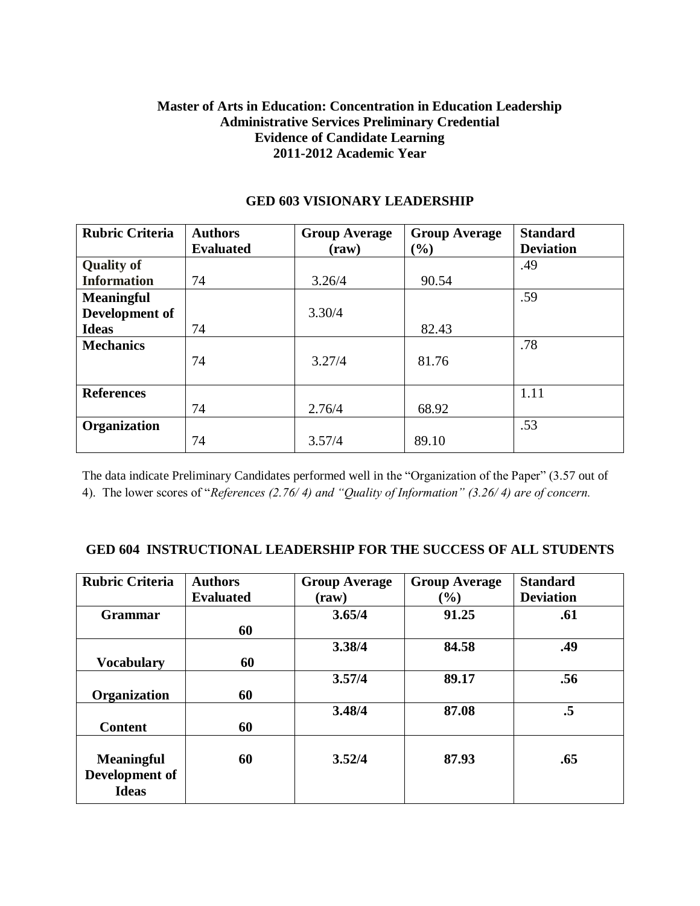**Master of Arts in Education: Concentration in Education Leadership**
**Administrative Services Preliminary Credential**
**Evidence of Candidate Learning**
**2011-2012 Academic Year**

## GED 603 VISIONARY LEADERSHIP

| Rubric Criteria | Authors Evaluated | Group Average (raw) | Group Average (%) | Standard Deviation |
|---|---|---|---|---|
| **Quality of Information** | 74 | 3.26/4 | 90.54 | .49 |
| **Meaningful Development of Ideas** | 74 | 3.30/4 | 82.43 | .59 |
| **Mechanics** | 74 | 3.27/4 | 81.76 | .78 |
| **References** | 74 | 2.76/4 | 68.92 | 1.11 |
| **Organization** | 74 | 3.57/4 | 89.10 | .53 |

The data indicate Preliminary Candidates performed well in the "Organization of the Paper" (3.57 out of 4). The lower scores of "*References (2.76/ 4) and "Quality of Information" (3.26/ 4) are of concern.*

## GED 604 INSTRUCTIONAL LEADERSHIP FOR THE SUCCESS OF ALL STUDENTS

| Rubric Criteria | Authors Evaluated | Group Average (raw) | Group Average (%) | Standard Deviation |
|---|---|---|---|---|
| **Grammar** | **60** | **3.65/4** | **91.25** | **.61** |
| **Vocabulary** | **60** | **3.38/4** | **84.58** | **.49** |
| **Organization** | **60** | **3.57/4** | **89.17** | **.56** |
| **Content** | **60** | **3.48/4** | **87.08** | **.5** |
| **Meaningful Development of Ideas** | **60** | **3.52/4** | **87.93** | **.65** |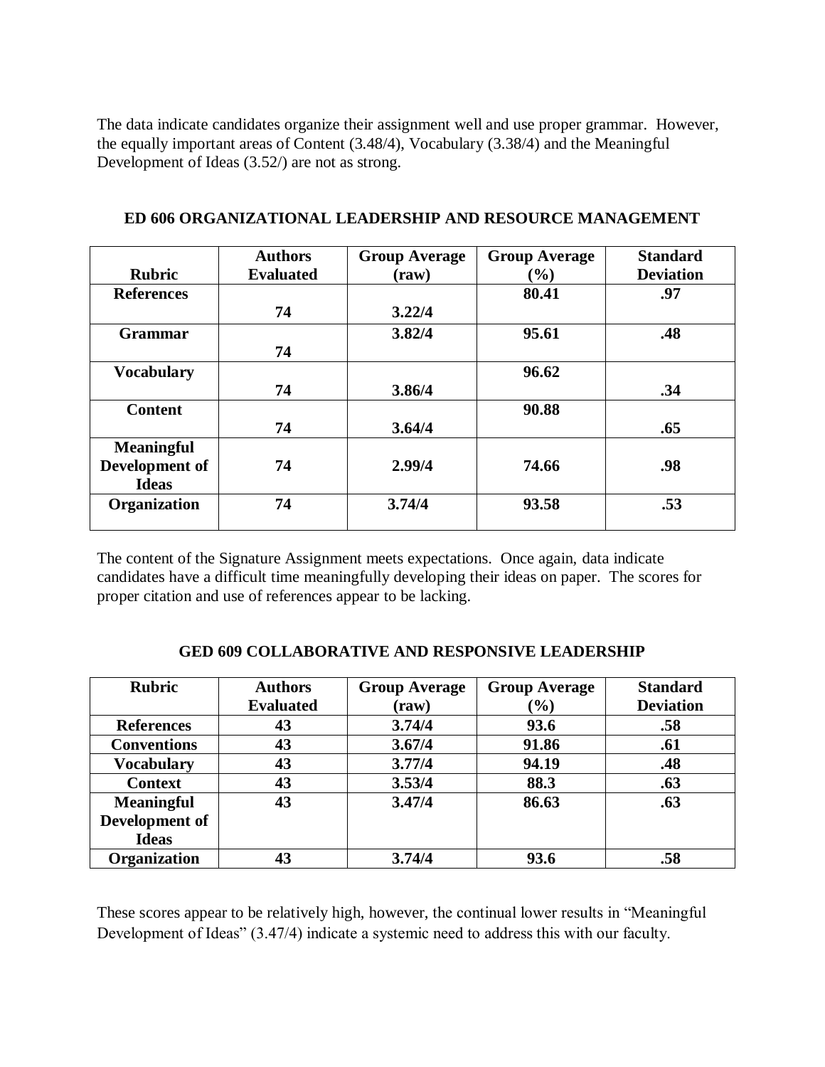The data indicate candidates organize their assignment well and use proper grammar. However, the equally important areas of Content (3.48/4), Vocabulary (3.38/4) and the Meaningful Development of Ideas (3.52/) are not as strong.

**ED 606 ORGANIZATIONAL LEADERSHIP AND RESOURCE MANAGEMENT**

| Rubric | Authors Evaluated | Group Average (raw) | Group Average (%) | Standard Deviation |
|---|---|---|---|---|
| **References** | **74** | **3.22/4** | **80.41** | **.97** |
| **Grammar** | **74** | **3.82/4** | **95.61** | **.48** |
| **Vocabulary** | **74** | **3.86/4** | **96.62** | **.34** |
| **Content** | **74** | **3.64/4** | **90.88** | **.65** |
| **Meaningful Development of Ideas** | **74** | **2.99/4** | **74.66** | **.98** |
| **Organization** | **74** | **3.74/4** | **93.58** | **.53** |

The content of the Signature Assignment meets expectations. Once again, data indicate candidates have a difficult time meaningfully developing their ideas on paper. The scores for proper citation and use of references appear to be lacking.

**GED 609 COLLABORATIVE AND RESPONSIVE LEADERSHIP**

| Rubric | Authors Evaluated | Group Average (raw) | Group Average (%) | Standard Deviation |
|---|---|---|---|---|
| **References** | **43** | **3.74/4** | **93.6** | **.58** |
| **Conventions** | **43** | **3.67/4** | **91.86** | **.61** |
| **Vocabulary** | **43** | **3.77/4** | **94.19** | **.48** |
| **Context** | **43** | **3.53/4** | **88.3** | **.63** |
| **Meaningful Development of Ideas** | **43** | **3.47/4** | **86.63** | **.63** |
| **Organization** | **43** | **3.74/4** | **93.6** | **.58** |

These scores appear to be relatively high, however, the continual lower results in "Meaningful Development of Ideas" (3.47/4) indicate a systemic need to address this with our faculty.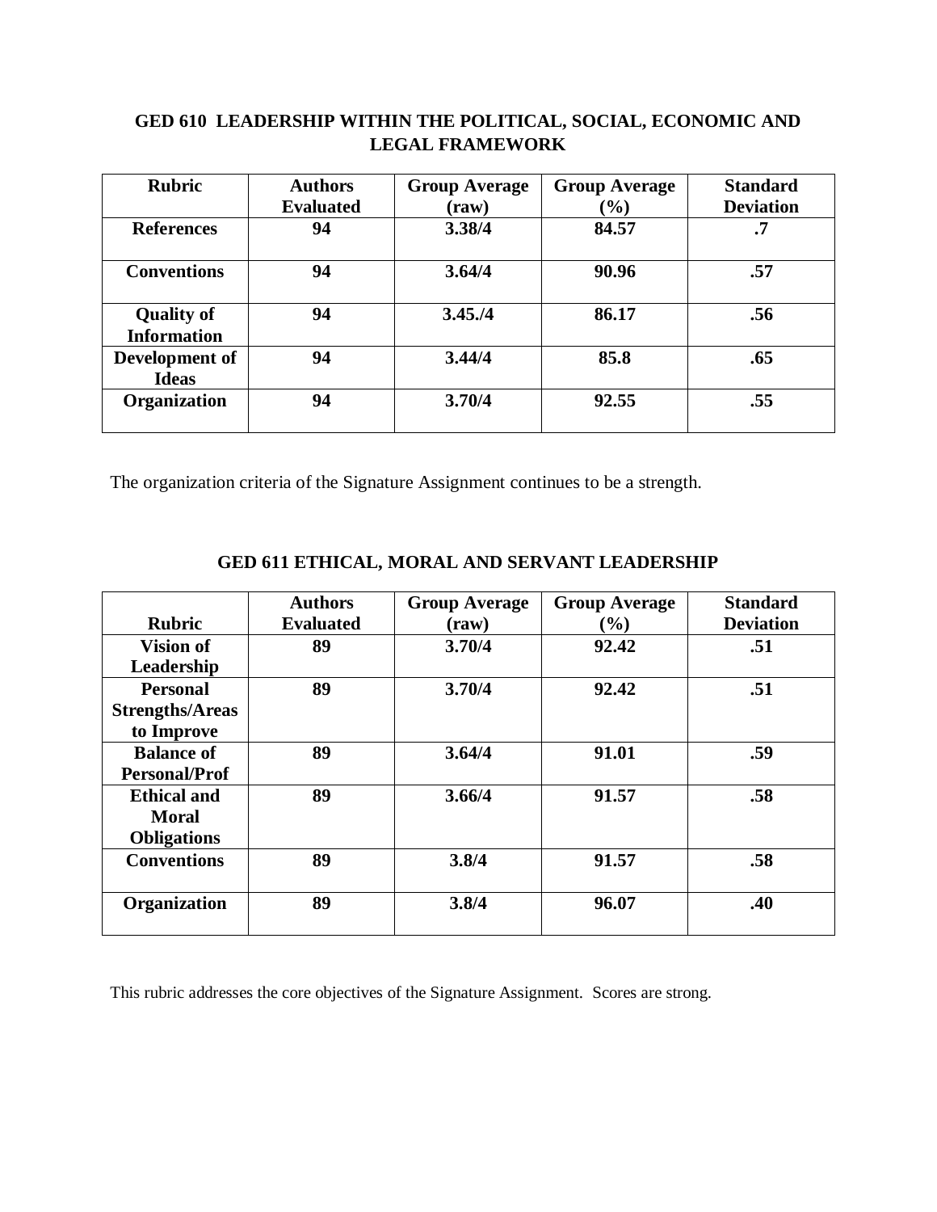## GED 610 LEADERSHIP WITHIN THE POLITICAL, SOCIAL, ECONOMIC AND LEGAL FRAMEWORK

| Rubric | Authors Evaluated | Group Average (raw) | Group Average (%) | Standard Deviation |
|---|---|---|---|---|
| References | 94 | 3.38/4 | 84.57 | .7 |
| Conventions | 94 | 3.64/4 | 90.96 | .57 |
| Quality of Information | 94 | 3.45./4 | 86.17 | .56 |
| Development of Ideas | 94 | 3.44/4 | 85.8 | .65 |
| Organization | 94 | 3.70/4 | 92.55 | .55 |

The organization criteria of the Signature Assignment continues to be a strength.

## GED 611 ETHICAL, MORAL AND SERVANT LEADERSHIP

| Rubric | Authors Evaluated | Group Average (raw) | Group Average (%) | Standard Deviation |
|---|---|---|---|---|
| Vision of Leadership | 89 | 3.70/4 | 92.42 | .51 |
| Personal Strengths/Areas to Improve | 89 | 3.70/4 | 92.42 | .51 |
| Balance of Personal/Prof | 89 | 3.64/4 | 91.01 | .59 |
| Ethical and Moral Obligations | 89 | 3.66/4 | 91.57 | .58 |
| Conventions | 89 | 3.8/4 | 91.57 | .58 |
| Organization | 89 | 3.8/4 | 96.07 | .40 |

This rubric addresses the core objectives of the Signature Assignment. Scores are strong.